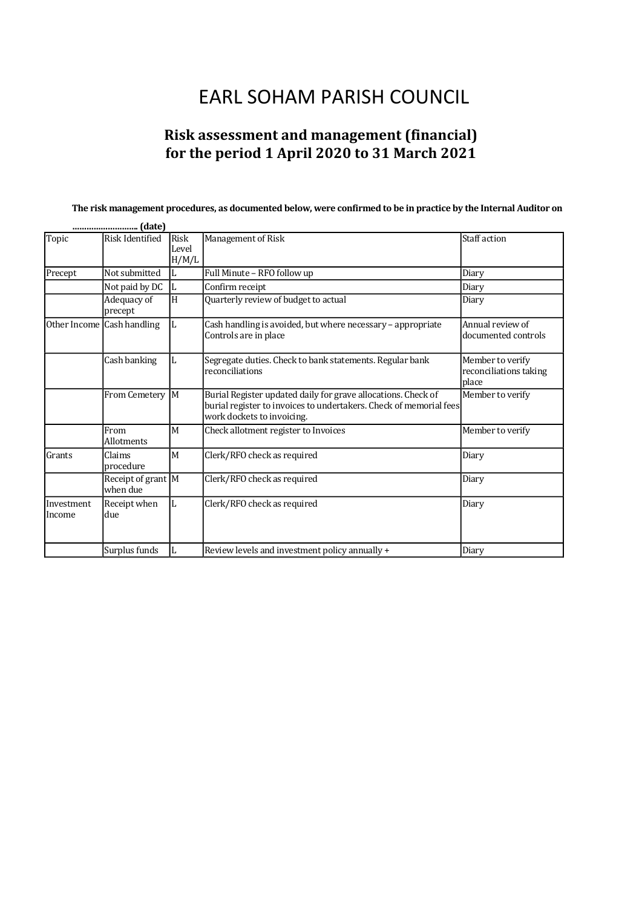# EARL SOHAM PARISH COUNCIL

## Risk assessment and management (financial) for the period 1 April 2020 to 31 March 2021

**The risk management procedures, as documented below, were confirmed to be in practice by the Internal Auditor on**

**……………………… (date)**

| Topic | Risk Identified | Risk Level H/M/L | Management of Risk | Staff action |
|---|---|---|---|---|
| Precept | Not submitted | L | Full Minute – RFO follow up | Diary |
| | Not paid by DC | L | Confirm receipt | Diary |
| | Adequacy of precept | H | Quarterly review of budget to actual | Diary |
| Other Income | Cash handling | L | Cash handling is avoided, but where necessary – appropriate Controls are in place | Annual review of documented controls |
| | Cash banking | L | Segregate duties. Check to bank statements. Regular bank reconciliations | Member to verify reconciliations taking place |
| | From Cemetery | M | Burial Register updated daily for grave allocations. Check of burial register to invoices to undertakers. Check of memorial fees work dockets to invoicing. | Member to verify |
| | From Allotments | M | Check allotment register to Invoices | Member to verify |
| Grants | Claims procedure | M | Clerk/RFO check as required | Diary |
| | Receipt of grant when due | M | Clerk/RFO check as required | Diary |
| Investment Income | Receipt when due | L | Clerk/RFO check as required | Diary |
| | Surplus funds | L | Review levels and investment policy annually + | Diary |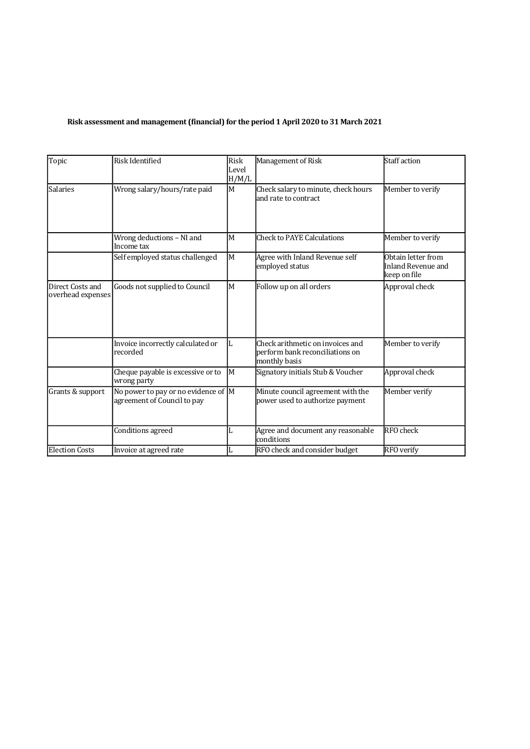**Risk assessment and management (financial) for the period 1 April 2020 to 31 March 2021**

| Topic | Risk Identified | Risk Level H/M/L | Management of Risk | Staff action |
|---|---|---|---|---|
| Salaries | Wrong salary/hours/rate paid | M | Check salary to minute, check hours and rate to contract | Member to verify |
| | Wrong deductions – NI and Income tax | M | Check to PAYE Calculations | Member to verify |
| | Self employed status challenged | M | Agree with Inland Revenue self employed status | Obtain letter from Inland Revenue and keep on file |
| Direct Costs and overhead expenses | Goods not supplied to Council | M | Follow up on all orders | Approval check |
| | Invoice incorrectly calculated or recorded | L | Check arithmetic on invoices and perform bank reconciliations on monthly basis | Member to verify |
| | Cheque payable is excessive or to wrong party | M | Signatory initials Stub & Voucher | Approval check |
| Grants & support | No power to pay or no evidence of agreement of Council to pay | M | Minute council agreement with the power used to authorize payment | Member verify |
| | Conditions agreed | L | Agree and document any reasonable conditions | RFO check |
| Election Costs | Invoice at agreed rate | L | RFO check and consider budget | RFO verify |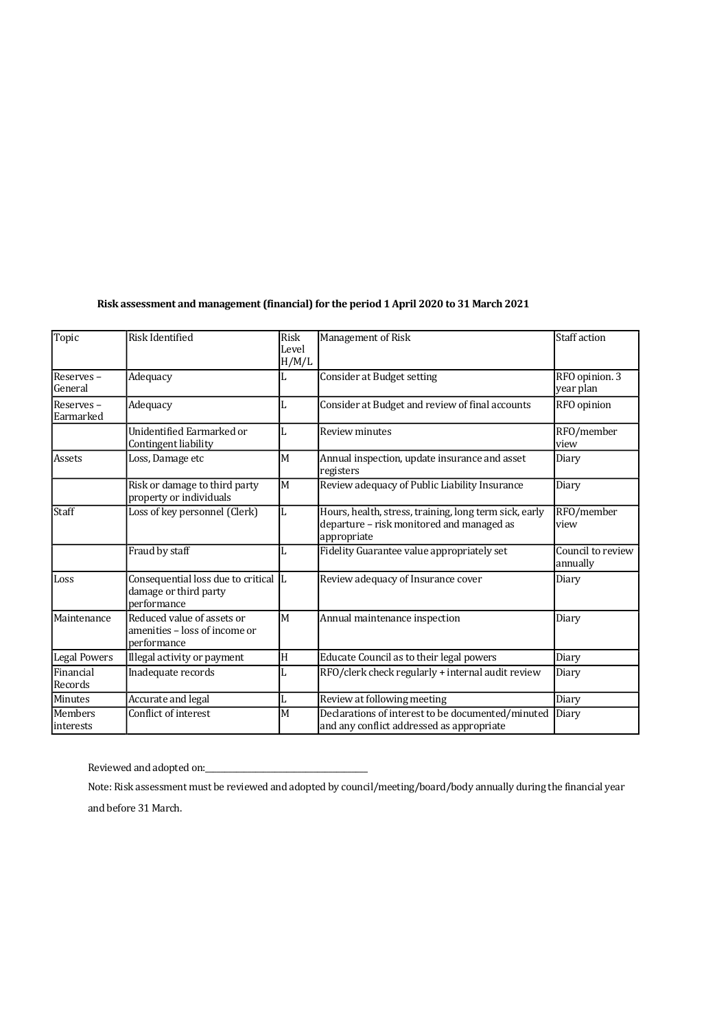**Risk assessment and management (financial) for the period 1 April 2020 to 31 March 2021**

| Topic | Risk Identified | Risk Level H/M/L | Management of Risk | Staff action |
|---|---|---|---|---|
| Reserves – General | Adequacy | L | Consider at Budget setting | RFO opinion. 3 year plan |
| Reserves – Earmarked | Adequacy | L | Consider at Budget and review of final accounts | RFO opinion |
| | Unidentified Earmarked or Contingent liability | L | Review minutes | RFO/member view |
| Assets | Loss, Damage etc | M | Annual inspection, update insurance and asset registers | Diary |
| | Risk or damage to third party property or individuals | M | Review adequacy of Public Liability Insurance | Diary |
| Staff | Loss of key personnel (Clerk) | L | Hours, health, stress, training, long term sick, early departure – risk monitored and managed as appropriate | RFO/member view |
| | Fraud by staff | L | Fidelity Guarantee value appropriately set | Council to review annually |
| Loss | Consequential loss due to critical damage or third party performance | L | Review adequacy of Insurance cover | Diary |
| Maintenance | Reduced value of assets or amenities – loss of income or performance | M | Annual maintenance inspection | Diary |
| Legal Powers | Illegal activity or payment | H | Educate Council as to their legal powers | Diary |
| Financial Records | Inadequate records | L | RFO/clerk check regularly + internal audit review | Diary |
| Minutes | Accurate and legal | L | Review at following meeting | Diary |
| Members interests | Conflict of interest | M | Declarations of interest to be documented/minuted and any conflict addressed as appropriate | Diary |

Reviewed and adopted on:___________________________

Note: Risk assessment must be reviewed and adopted by council/meeting/board/body annually during the financial year and before 31 March.